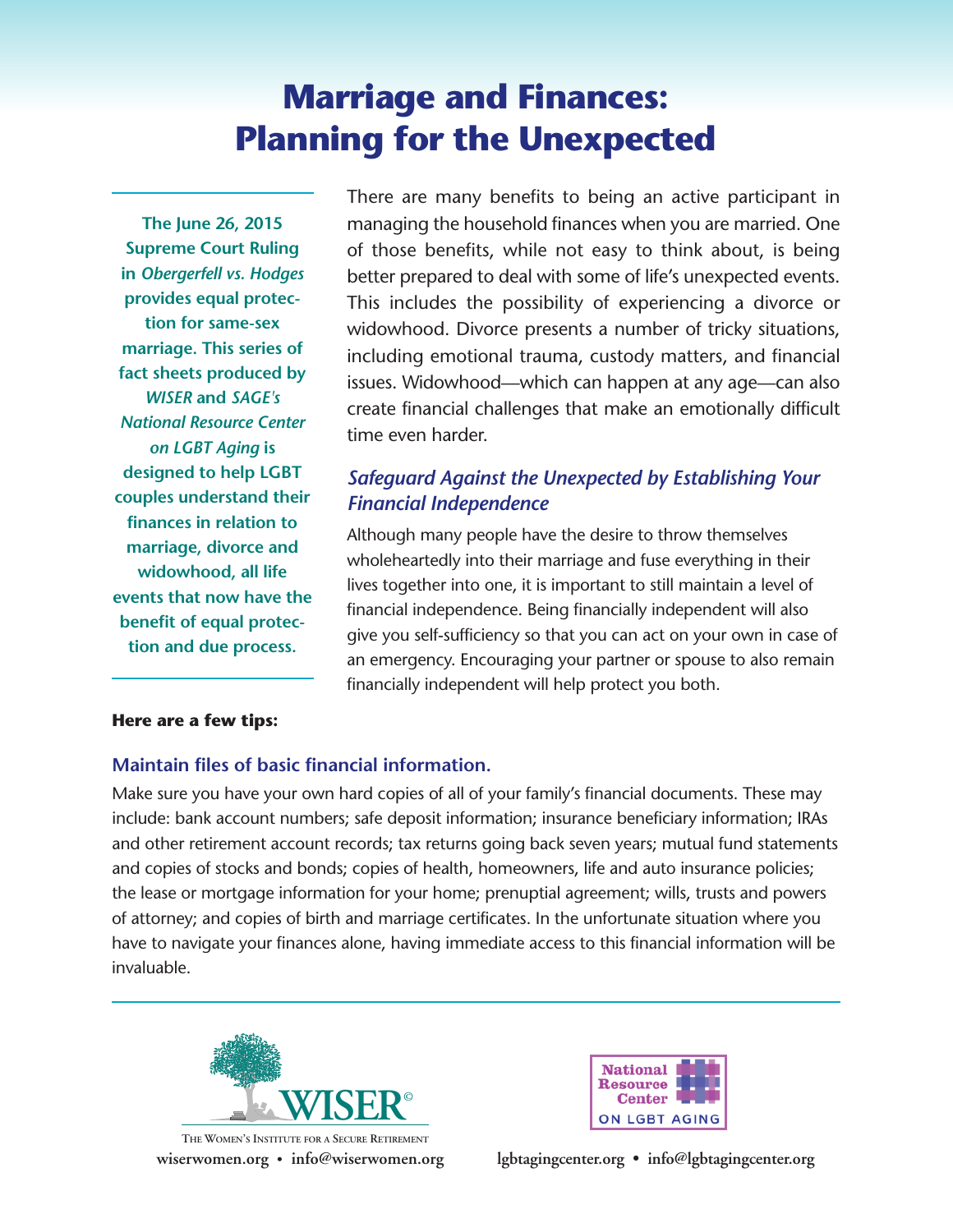# Marriage and Finances: Planning for the Unexpected

**The June 26, 2015 Supreme Court Ruling in *Obergerfell vs. Hodges* provides equal protection for same-sex marriage. This series of fact sheets produced by *WISER* and *SAGE's National Resource Center on LGBT Aging* is designed to help LGBT couples understand their finances in relation to marriage, divorce and widowhood, all life events that now have the benefit of equal protection and due process.**

There are many benefits to being an active participant in managing the household finances when you are married. One of those benefits, while not easy to think about, is being better prepared to deal with some of life's unexpected events. This includes the possibility of experiencing a divorce or widowhood. Divorce presents a number of tricky situations, including emotional trauma, custody matters, and financial issues. Widowhood—which can happen at any age—can also create financial challenges that make an emotionally difficult time even harder.

## *Safeguard Against the Unexpected by Establishing Your Financial Independence*

Although many people have the desire to throw themselves wholeheartedly into their marriage and fuse everything in their lives together into one, it is important to still maintain a level of financial independence. Being financially independent will also give you self-sufficiency so that you can act on your own in case of an emergency. Encouraging your partner or spouse to also remain financially independent will help protect you both.

**Here are a few tips:**

### Maintain files of basic financial information.

Make sure you have your own hard copies of all of your family's financial documents. These may include: bank account numbers; safe deposit information; insurance beneficiary information; IRAs and other retirement account records; tax returns going back seven years; mutual fund statements and copies of stocks and bonds; copies of health, homeowners, life and auto insurance policies; the lease or mortgage information for your home; prenuptial agreement; wills, trusts and powers of attorney; and copies of birth and marriage certificates. In the unfortunate situation where you have to navigate your finances alone, having immediate access to this financial information will be invaluable.

WISER — The Women's Institute for a Secure Retirement
wiserwomen.org • info@wiserwomen.org

National Resource Center on LGBT Aging
lgbtagingcenter.org • info@lgbtagingcenter.org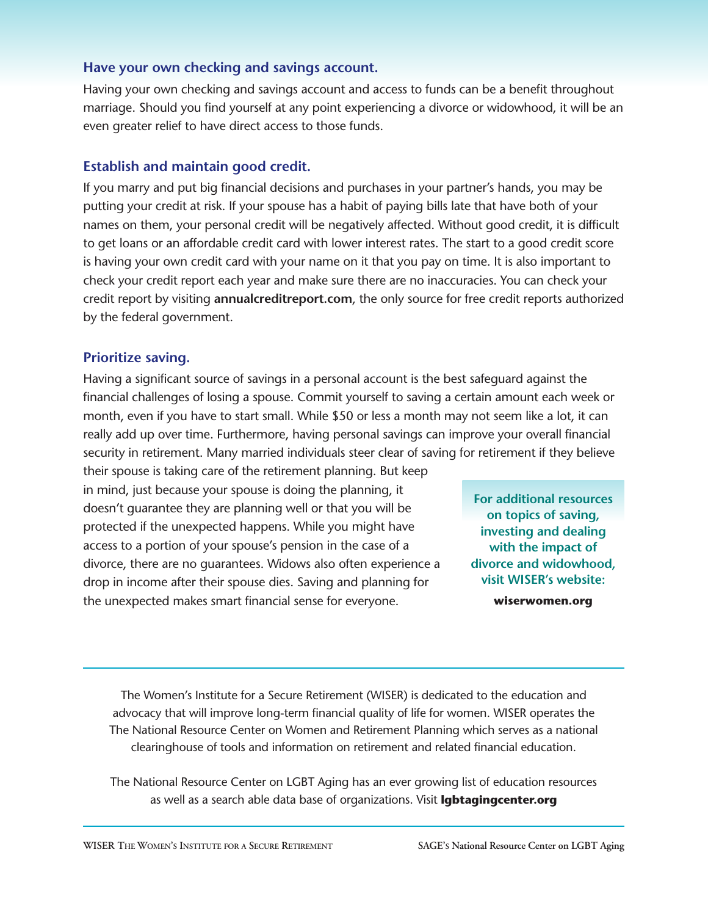### Have your own checking and savings account.

Having your own checking and savings account and access to funds can be a benefit throughout marriage. Should you find yourself at any point experiencing a divorce or widowhood, it will be an even greater relief to have direct access to those funds.

### Establish and maintain good credit.

If you marry and put big financial decisions and purchases in your partner's hands, you may be putting your credit at risk. If your spouse has a habit of paying bills late that have both of your names on them, your personal credit will be negatively affected. Without good credit, it is difficult to get loans or an affordable credit card with lower interest rates. The start to a good credit score is having your own credit card with your name on it that you pay on time. It is also important to check your credit report each year and make sure there are no inaccuracies. You can check your credit report by visiting **annualcreditreport.com**, the only source for free credit reports authorized by the federal government.

### Prioritize saving.

Having a significant source of savings in a personal account is the best safeguard against the financial challenges of losing a spouse. Commit yourself to saving a certain amount each week or month, even if you have to start small. While $50 or less a month may not seem like a lot, it can really add up over time. Furthermore, having personal savings can improve your overall financial security in retirement. Many married individuals steer clear of saving for retirement if they believe their spouse is taking care of the retirement planning. But keep in mind, just because your spouse is doing the planning, it doesn't guarantee they are planning well or that you will be protected if the unexpected happens. While you might have access to a portion of your spouse's pension in the case of a divorce, there are no guarantees. Widows also often experience a drop in income after their spouse dies. Saving and planning for the unexpected makes smart financial sense for everyone.

**For additional resources on topics of saving, investing and dealing with the impact of divorce and widowhood, visit WISER's website:**

**wiserwomen.org**

---

The Women's Institute for a Secure Retirement (WISER) is dedicated to the education and advocacy that will improve long-term financial quality of life for women. WISER operates the The National Resource Center on Women and Retirement Planning which serves as a national clearinghouse of tools and information on retirement and related financial education.

The National Resource Center on LGBT Aging has an ever growing list of education resources as well as a search able data base of organizations. Visit **lgbtagingcenter.org**

---

WISER The Women's Institute for a Secure Retirement — SAGE's National Resource Center on LGBT Aging